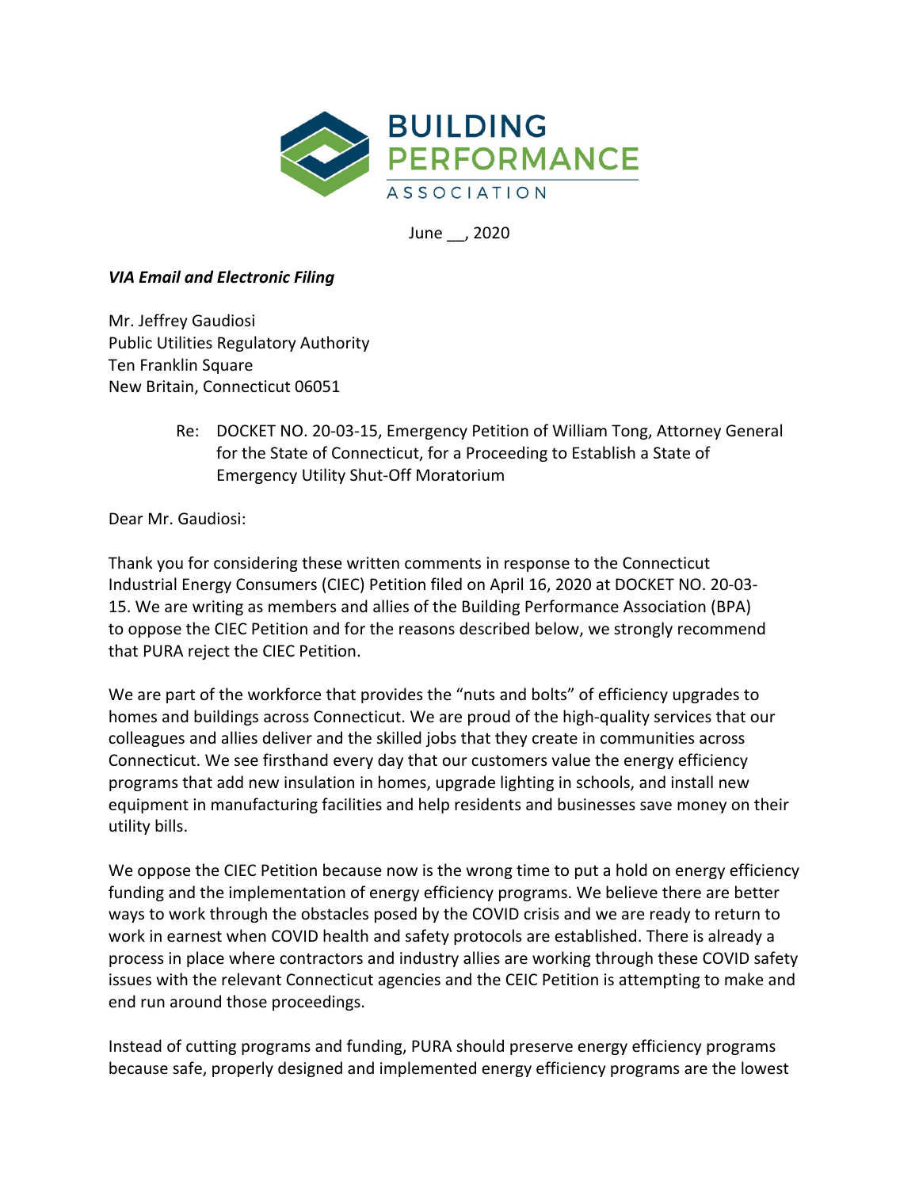BUILDING PERFORMANCE ASSOCIATION

June __, 2020

***VIA Email and Electronic Filing***

Mr. Jeffrey Gaudiosi
Public Utilities Regulatory Authority
Ten Franklin Square
New Britain, Connecticut 06051

Re: DOCKET NO. 20-03-15, Emergency Petition of William Tong, Attorney General for the State of Connecticut, for a Proceeding to Establish a State of Emergency Utility Shut-Off Moratorium

Dear Mr. Gaudiosi:

Thank you for considering these written comments in response to the Connecticut Industrial Energy Consumers (CIEC) Petition filed on April 16, 2020 at DOCKET NO. 20-03-15. We are writing as members and allies of the Building Performance Association (BPA) to oppose the CIEC Petition and for the reasons described below, we strongly recommend that PURA reject the CIEC Petition.

We are part of the workforce that provides the "nuts and bolts" of efficiency upgrades to homes and buildings across Connecticut. We are proud of the high-quality services that our colleagues and allies deliver and the skilled jobs that they create in communities across Connecticut. We see firsthand every day that our customers value the energy efficiency programs that add new insulation in homes, upgrade lighting in schools, and install new equipment in manufacturing facilities and help residents and businesses save money on their utility bills.

We oppose the CIEC Petition because now is the wrong time to put a hold on energy efficiency funding and the implementation of energy efficiency programs. We believe there are better ways to work through the obstacles posed by the COVID crisis and we are ready to return to work in earnest when COVID health and safety protocols are established. There is already a process in place where contractors and industry allies are working through these COVID safety issues with the relevant Connecticut agencies and the CEIC Petition is attempting to make and end run around those proceedings.

Instead of cutting programs and funding, PURA should preserve energy efficiency programs because safe, properly designed and implemented energy efficiency programs are the lowest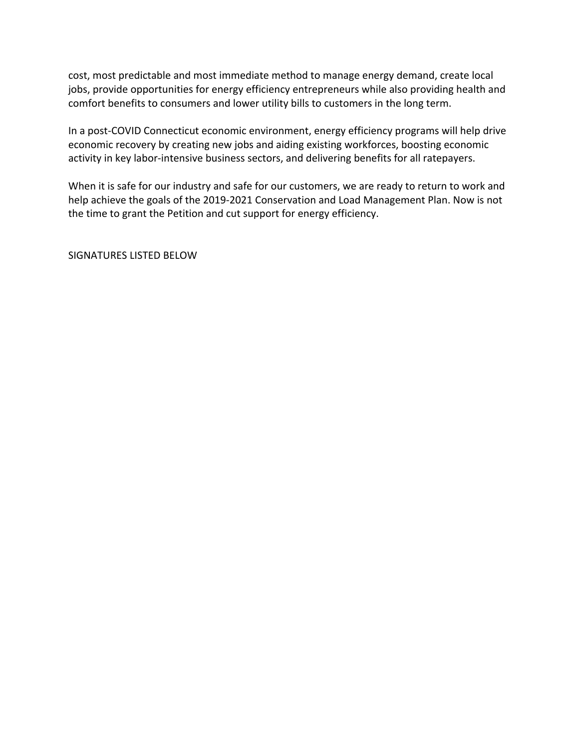cost, most predictable and most immediate method to manage energy demand, create local jobs, provide opportunities for energy efficiency entrepreneurs while also providing health and comfort benefits to consumers and lower utility bills to customers in the long term.

In a post-COVID Connecticut economic environment, energy efficiency programs will help drive economic recovery by creating new jobs and aiding existing workforces, boosting economic activity in key labor-intensive business sectors, and delivering benefits for all ratepayers.

When it is safe for our industry and safe for our customers, we are ready to return to work and help achieve the goals of the 2019-2021 Conservation and Load Management Plan. Now is not the time to grant the Petition and cut support for energy efficiency.

SIGNATURES LISTED BELOW